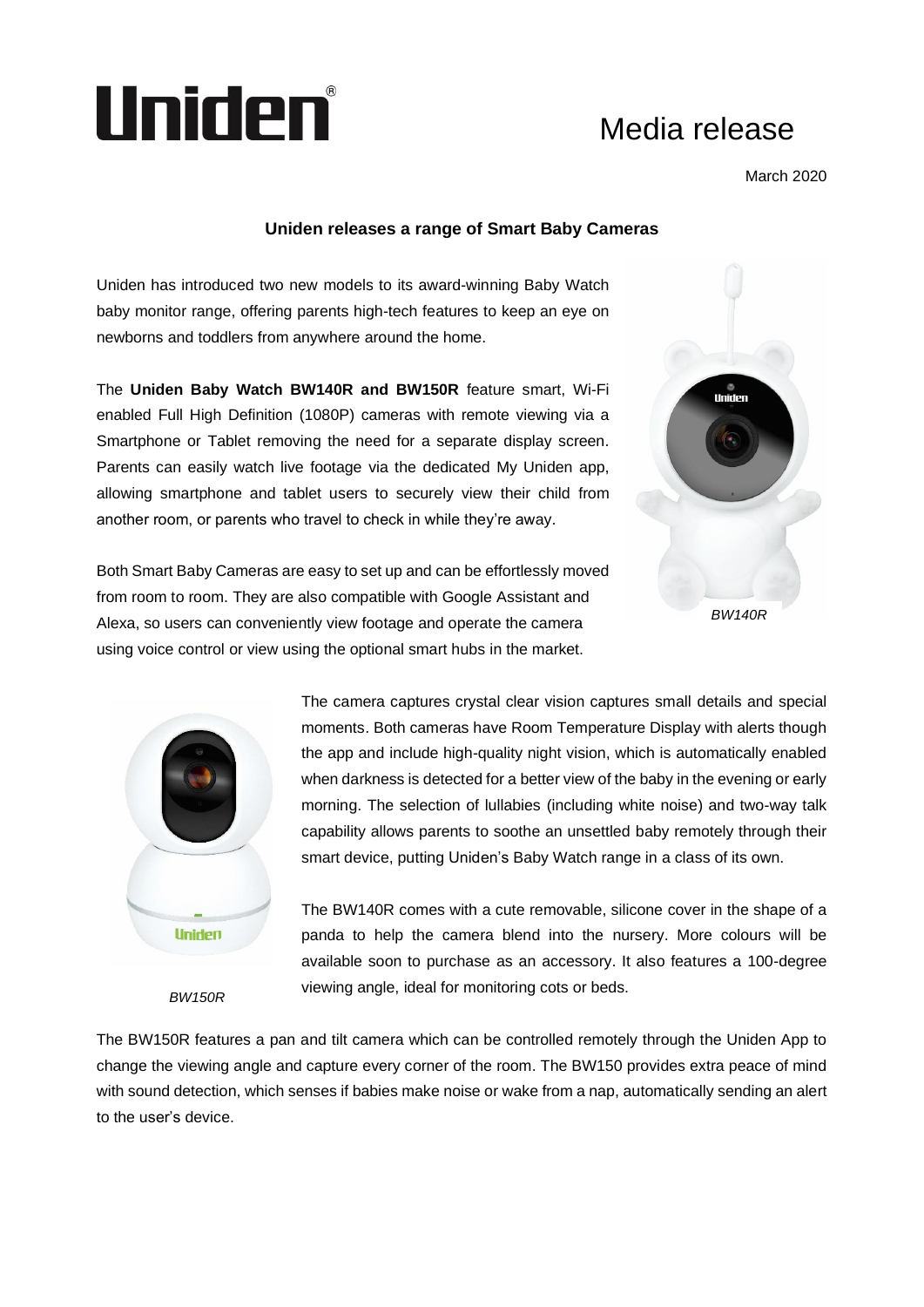# Uniden®

Media release

March 2020

## Uniden releases a range of Smart Baby Cameras

Uniden has introduced two new models to its award-winning Baby Watch baby monitor range, offering parents high-tech features to keep an eye on newborns and toddlers from anywhere around the home.

The **Uniden Baby Watch BW140R and BW150R** feature smart, Wi-Fi enabled Full High Definition (1080P) cameras with remote viewing via a Smartphone or Tablet removing the need for a separate display screen. Parents can easily watch live footage via the dedicated My Uniden app, allowing smartphone and tablet users to securely view their child from another room, or parents who travel to check in while they're away.

Both Smart Baby Cameras are easy to set up and can be effortlessly moved from room to room. They are also compatible with Google Assistant and Alexa, so users can conveniently view footage and operate the camera using voice control or view using the optional smart hubs in the market.

*BW140R*

The camera captures crystal clear vision captures small details and special moments. Both cameras have Room Temperature Display with alerts though the app and include high-quality night vision, which is automatically enabled when darkness is detected for a better view of the baby in the evening or early morning. The selection of lullabies (including white noise) and two-way talk capability allows parents to soothe an unsettled baby remotely through their smart device, putting Uniden's Baby Watch range in a class of its own.

The BW140R comes with a cute removable, silicone cover in the shape of a panda to help the camera blend into the nursery. More colours will be available soon to purchase as an accessory. It also features a 100-degree viewing angle, ideal for monitoring cots or beds.

*BW150R*

The BW150R features a pan and tilt camera which can be controlled remotely through the Uniden App to change the viewing angle and capture every corner of the room. The BW150 provides extra peace of mind with sound detection, which senses if babies make noise or wake from a nap, automatically sending an alert to the user's device.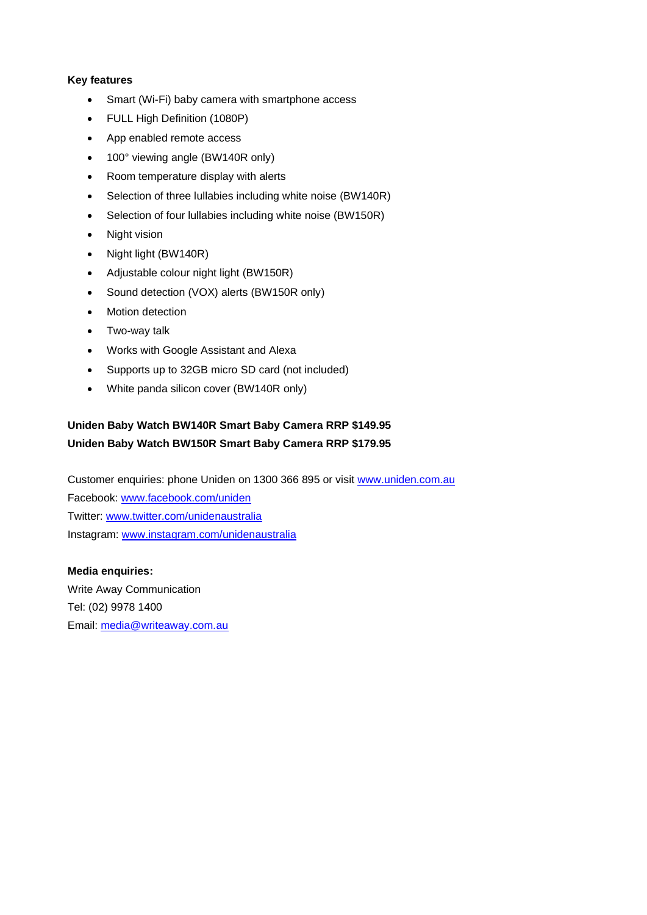**Key features**

- Smart (Wi-Fi) baby camera with smartphone access
- FULL High Definition (1080P)
- App enabled remote access
- 100° viewing angle (BW140R only)
- Room temperature display with alerts
- Selection of three lullabies including white noise (BW140R)
- Selection of four lullabies including white noise (BW150R)
- Night vision
- Night light (BW140R)
- Adjustable colour night light (BW150R)
- Sound detection (VOX) alerts (BW150R only)
- Motion detection
- Two-way talk
- Works with Google Assistant and Alexa
- Supports up to 32GB micro SD card (not included)
- White panda silicon cover (BW140R only)

**Uniden Baby Watch BW140R Smart Baby Camera RRP $149.95**
**Uniden Baby Watch BW150R Smart Baby Camera RRP $179.95**

Customer enquiries: phone Uniden on 1300 366 895 or visit www.uniden.com.au
Facebook: www.facebook.com/uniden
Twitter: www.twitter.com/unidenaustralia
Instagram: www.instagram.com/unidenaustralia

**Media enquiries:**
Write Away Communication
Tel: (02) 9978 1400
Email: media@writeaway.com.au